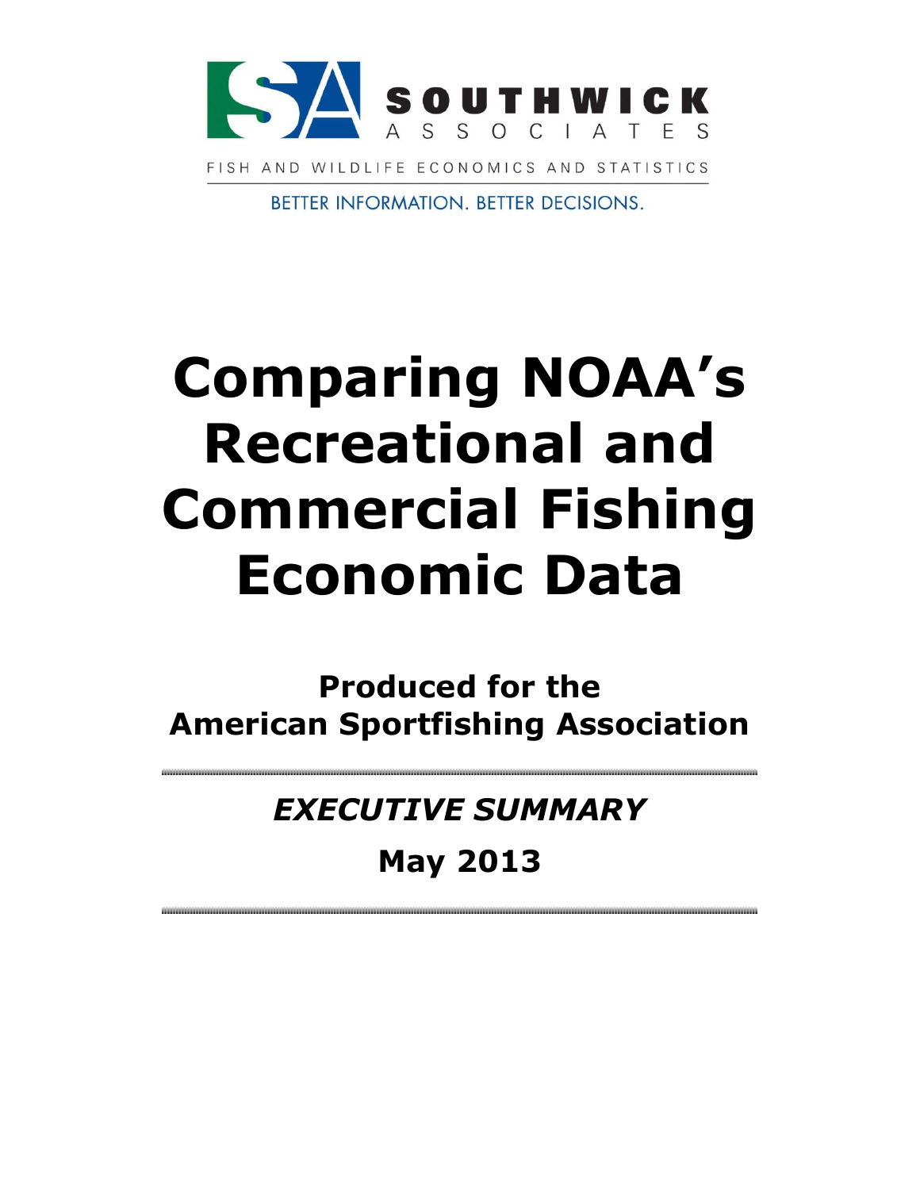SOUTHWICK ASSOCIATES

FISH AND WILDLIFE ECONOMICS AND STATISTICS

BETTER INFORMATION. BETTER DECISIONS.

# Comparing NOAA's Recreational and Commercial Fishing Economic Data

**Produced for the American Sportfishing Association**

---

***EXECUTIVE SUMMARY***

**May 2013**

---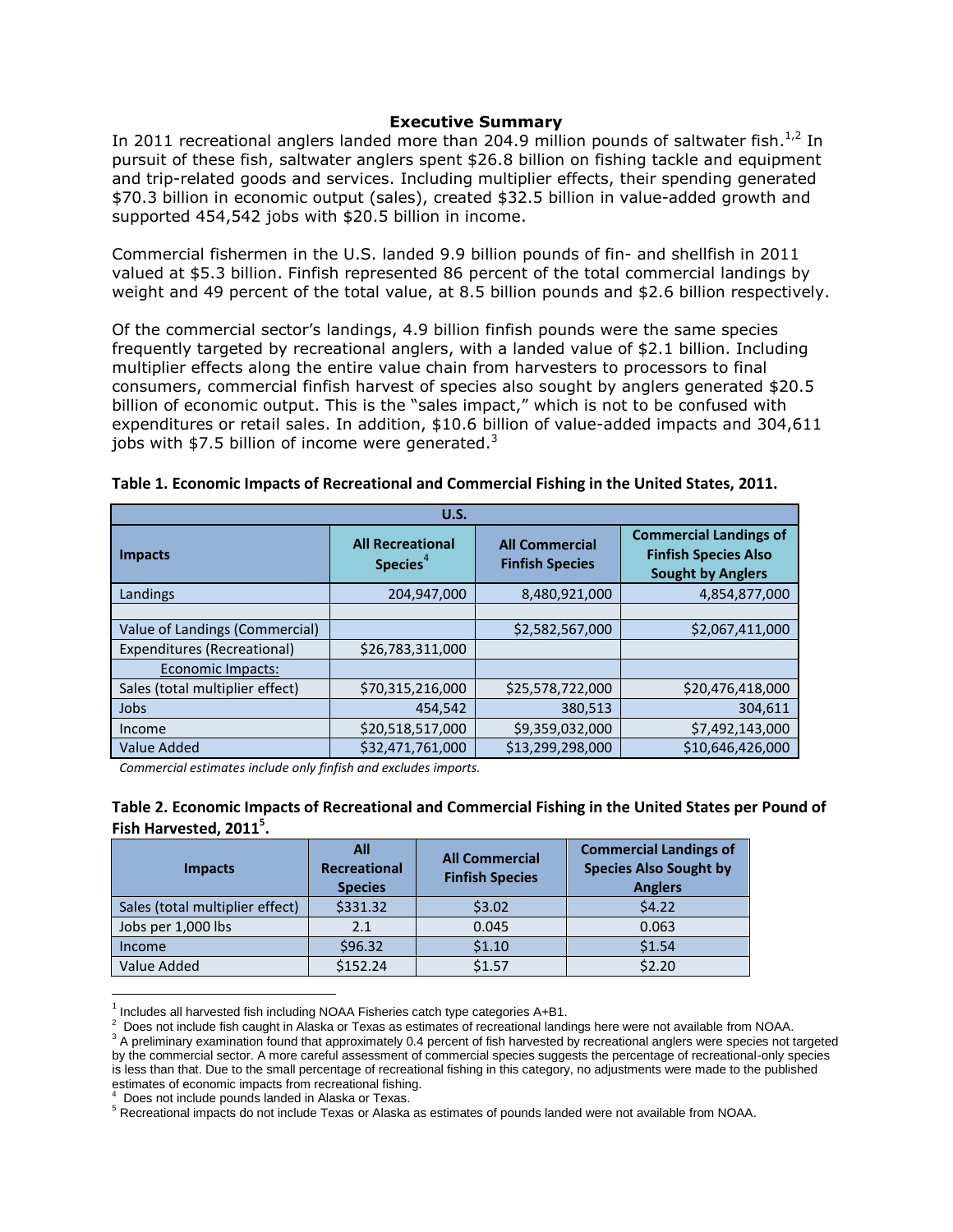## Executive Summary

In 2011 recreational anglers landed more than 204.9 million pounds of saltwater fish.[1,2] In pursuit of these fish, saltwater anglers spent $26.8 billion on fishing tackle and equipment and trip-related goods and services. Including multiplier effects, their spending generated $70.3 billion in economic output (sales), created $32.5 billion in value-added growth and supported 454,542 jobs with $20.5 billion in income.

Commercial fishermen in the U.S. landed 9.9 billion pounds of fin- and shellfish in 2011 valued at $5.3 billion. Finfish represented 86 percent of the total commercial landings by weight and 49 percent of the total value, at 8.5 billion pounds and $2.6 billion respectively.

Of the commercial sector's landings, 4.9 billion finfish pounds were the same species frequently targeted by recreational anglers, with a landed value of $2.1 billion. Including multiplier effects along the entire value chain from harvesters to processors to final consumers, commercial finfish harvest of species also sought by anglers generated $20.5 billion of economic output. This is the "sales impact," which is not to be confused with expenditures or retail sales. In addition, $10.6 billion of value-added impacts and 304,611 jobs with $7.5 billion of income were generated.[3]

**Table 1. Economic Impacts of Recreational and Commercial Fishing in the United States, 2011.**

| U.S. | | | |
|---|---|---|---|
| **Impacts** | **All Recreational Species**[4] | **All Commercial Finfish Species** | **Commercial Landings of Finfish Species Also Sought by Anglers** |
| Landings | 204,947,000 | 8,480,921,000 | 4,854,877,000 |
| | | | |
| Value of Landings (Commercial) | | $2,582,567,000 | $2,067,411,000 |
| Expenditures (Recreational) | $26,783,311,000 | | |
| Economic Impacts: | | | |
| Sales (total multiplier effect) | $70,315,216,000 | $25,578,722,000 | $20,476,418,000 |
| Jobs | 454,542 | 380,513 | 304,611 |
| Income | $20,518,517,000 | $9,359,032,000 | $7,492,143,000 |
| Value Added | $32,471,761,000 | $13,299,298,000 | $10,646,426,000 |

*Commercial estimates include only finfish and excludes imports.*

**Table 2. Economic Impacts of Recreational and Commercial Fishing in the United States per Pound of Fish Harvested, 2011[5].**

| Impacts | All Recreational Species | All Commercial Finfish Species | Commercial Landings of Species Also Sought by Anglers |
|---|---|---|---|
| Sales (total multiplier effect) | $331.32 | $3.02 | $4.22 |
| Jobs per 1,000 lbs | 2.1 | 0.045 | 0.063 |
| Income | $96.32 | $1.10 | $1.54 |
| Value Added | $152.24 | $1.57 | $2.20 |

[1] Includes all harvested fish including NOAA Fisheries catch type categories A+B1.

[2] Does not include fish caught in Alaska or Texas as estimates of recreational landings here were not available from NOAA.

[3] A preliminary examination found that approximately 0.4 percent of fish harvested by recreational anglers were species not targeted by the commercial sector. A more careful assessment of commercial species suggests the percentage of recreational-only species is less than that. Due to the small percentage of recreational fishing in this category, no adjustments were made to the published estimates of economic impacts from recreational fishing.

[4] Does not include pounds landed in Alaska or Texas.

[5] Recreational impacts do not include Texas or Alaska as estimates of pounds landed were not available from NOAA.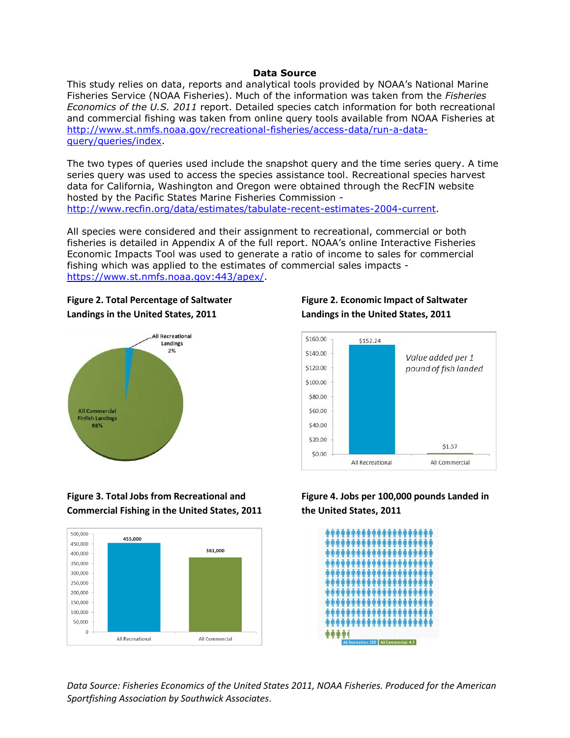**Data Source**

This study relies on data, reports and analytical tools provided by NOAA's National Marine Fisheries Service (NOAA Fisheries). Much of the information was taken from the *Fisheries Economics of the U.S. 2011* report. Detailed species catch information for both recreational and commercial fishing was taken from online query tools available from NOAA Fisheries at http://www.st.nmfs.noaa.gov/recreational-fisheries/access-data/run-a-data-query/queries/index.

The two types of queries used include the snapshot query and the time series query. A time series query was used to access the species assistance tool. Recreational species harvest data for California, Washington and Oregon were obtained through the RecFIN website hosted by the Pacific States Marine Fisheries Commission - http://www.recfin.org/data/estimates/tabulate-recent-estimates-2004-current.

All species were considered and their assignment to recreational, commercial or both fisheries is detailed in Appendix A of the full report. NOAA's online Interactive Fisheries Economic Impacts Tool was used to generate a ratio of income to sales for commercial fishing which was applied to the estimates of commercial sales impacts - https://www.st.nmfs.noaa.gov:443/apex/.

**Figure 2. Total Percentage of Saltwater Landings in the United States, 2011**

All Recreational Landings 2%

All Commercial Finfish Landings 98%

**Figure 2. Economic Impact of Saltwater Landings in the United States, 2011**

$160.00
$140.00
$120.00
$100.00
$80.00
$60.00
$40.00
$20.00
$0.00

$152.24

$1.57

Value added per 1 pound of fish landed

All Recreational

All Commercial

**Figure 3. Total Jobs from Recreational and Commercial Fishing in the United States, 2011**

500,000
450,000
400,000
350,000
300,000
250,000
200,000
150,000
100,000
50,000
0

455,000

381,000

All Recreational

All Commercial

**Figure 4. Jobs per 100,000 pounds Landed in the United States, 2011**

All Recreation: 210

All Commercial: 4.5

*Data Source: Fisheries Economics of the United States 2011, NOAA Fisheries. Produced for the American Sportfishing Association by Southwick Associates.*